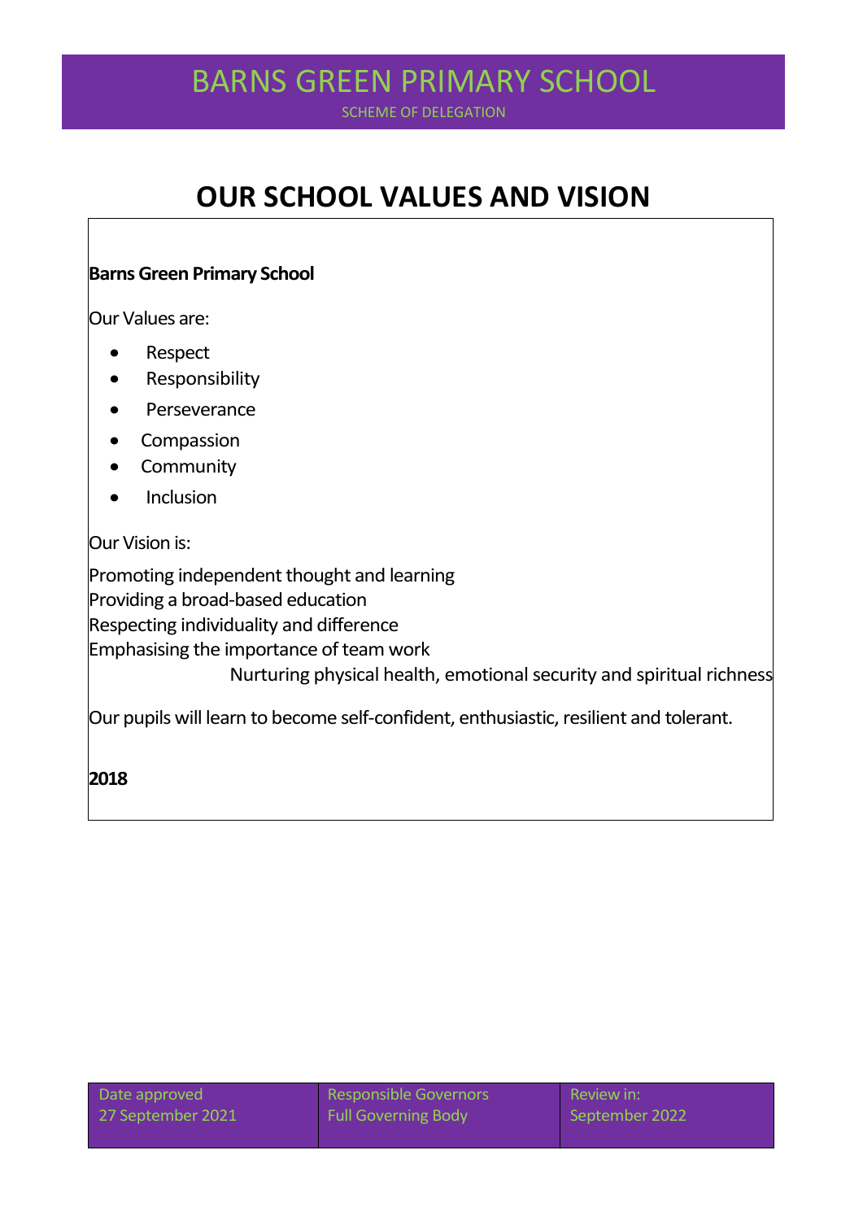# BARNS GREEN PRIMARY SCHOOL

SCHEME OF DELEGATION

## OUR SCHOOL VALUES AND VISION

**Barns Green Primary School**

Our Values are:

- Respect
- Responsibility
- Perseverance
- Compassion
- Community
- Inclusion

Our Vision is:

Promoting independent thought and learning
Providing a broad-based education
Respecting individuality and difference
Emphasising the importance of team work
Nurturing physical health, emotional security and spiritual richness

Our pupils will learn to become self-confident, enthusiastic, resilient and tolerant.

**2018**

| Date approved | Responsible Governors | Review in: |
| --- | --- | --- |
| 27 September 2021 | Full Governing Body | September 2022 |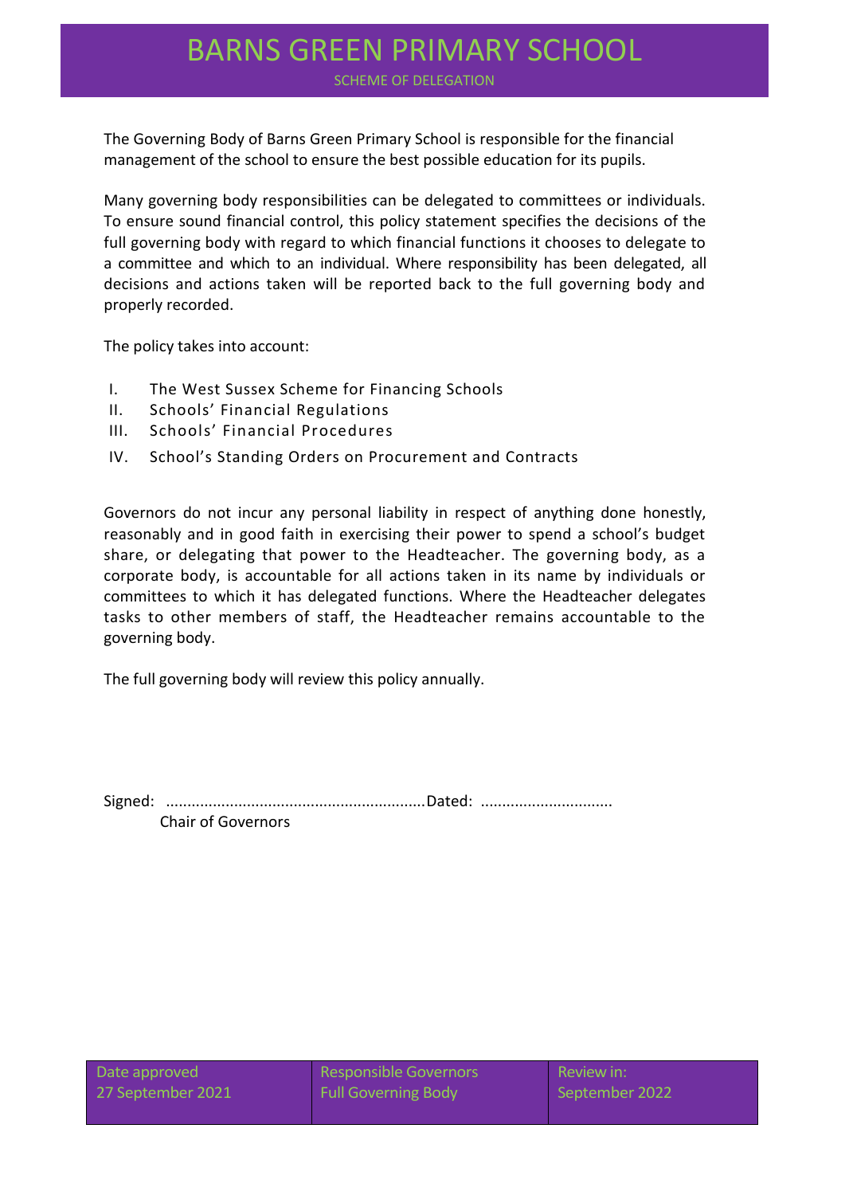# BARNS GREEN PRIMARY SCHOOL

SCHEME OF DELEGATION

The Governing Body of Barns Green Primary School is responsible for the financial management of the school to ensure the best possible education for its pupils.

Many governing body responsibilities can be delegated to committees or individuals. To ensure sound financial control, this policy statement specifies the decisions of the full governing body with regard to which financial functions it chooses to delegate to a committee and which to an individual. Where responsibility has been delegated, all decisions and actions taken will be reported back to the full governing body and properly recorded.

The policy takes into account:

I. The West Sussex Scheme for Financing Schools
II. Schools' Financial Regulations
III. Schools' Financial Procedures
IV. School's Standing Orders on Procurement and Contracts

Governors do not incur any personal liability in respect of anything done honestly, reasonably and in good faith in exercising their power to spend a school's budget share, or delegating that power to the Headteacher. The governing body, as a corporate body, is accountable for all actions taken in its name by individuals or committees to which it has delegated functions. Where the Headteacher delegates tasks to other members of staff, the Headteacher remains accountable to the governing body.

The full governing body will review this policy annually.

Signed: ............................................................Dated: ..............................
Chair of Governors

| Date approved | Responsible Governors | Review in: |
|---|---|---|
| 27 September 2021 | Full Governing Body | September 2022 |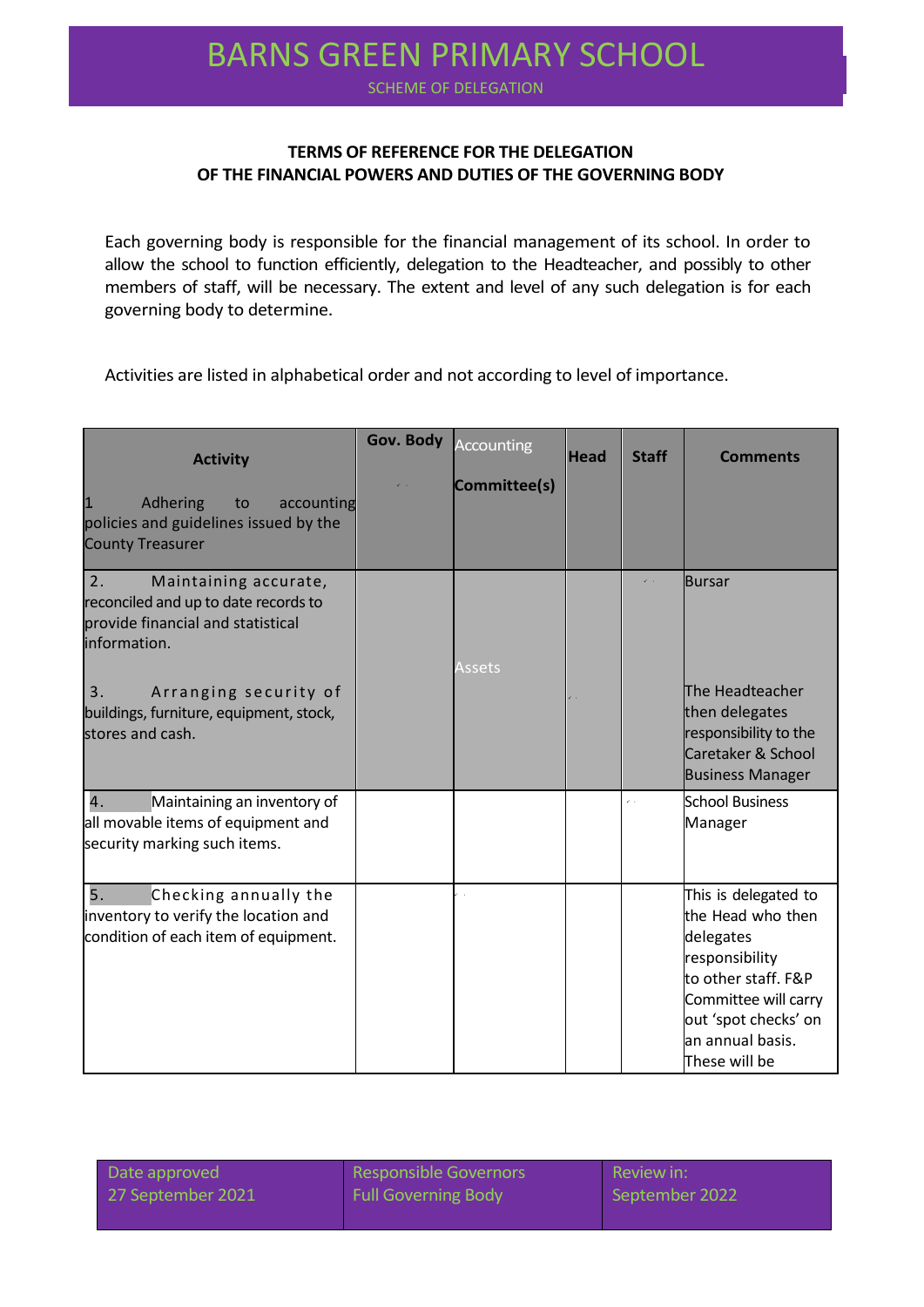# BARNS GREEN PRIMARY SCHOOL

SCHEME OF DELEGATION

**TERMS OF REFERENCE FOR THE DELEGATION OF THE FINANCIAL POWERS AND DUTIES OF THE GOVERNING BODY**

Each governing body is responsible for the financial management of its school. In order to allow the school to function efficiently, delegation to the Headteacher, and possibly to other members of staff, will be necessary. The extent and level of any such delegation is for each governing body to determine.

Activities are listed in alphabetical order and not according to level of importance.

| Activity | Gov. Body | Committee(s) | Head | Staff | Comments |
|---|---|---|---|---|---|
| Accounting | | | | | |
| 1 Adhering to accounting policies and guidelines issued by the County Treasurer | ✓ | | | | |
| 2. Maintaining accurate, reconciled and up to date records to provide financial and statistical information. | | | | ✓ | Bursar |
| Assets | | | | | |
| 3. Arranging security of buildings, furniture, equipment, stock, stores and cash. | | | ✓ | | The Headteacher then delegates responsibility to the Caretaker & School Business Manager |
| 4. Maintaining an inventory of all movable items of equipment and security marking such items. | | | | ✓ | School Business Manager |
| 5. Checking annually the inventory to verify the location and condition of each item of equipment. | | ✓ | | | This is delegated to the Head who then delegates responsibility to other staff. F&P Committee will carry out 'spot checks' on an annual basis. These will be |

| Date approved | Responsible Governors | Review in: |
|---|---|---|
| 27 September 2021 | Full Governing Body | September 2022 |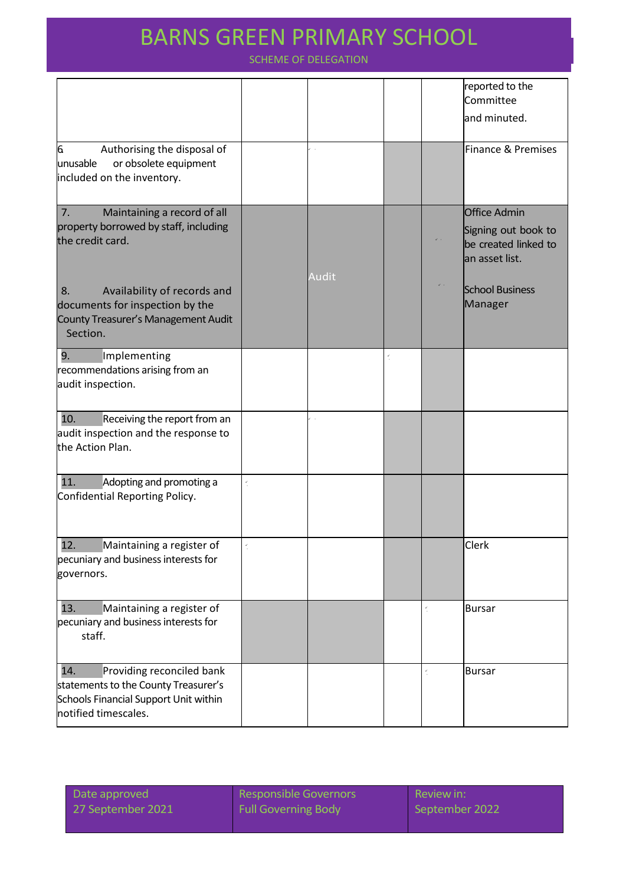# BARNS GREEN PRIMARY SCHOOL

SCHEME OF DELEGATION

| | | | | | |
|---|---|---|---|---|---|
| | | | | | reported to the Committee and minuted. |
| 6. Authorising the disposal of unusable or obsolete equipment included on the inventory. | | ✓ | | | Finance & Premises |
| 7. Maintaining a record of all property borrowed by staff, including the credit card. | | Audit | | ✓ | Office Admin Signing out book to be created linked to an asset list. |
| 8. Availability of records and documents for inspection by the County Treasurer's Management Audit Section. | | | | ✓ | School Business Manager |
| 9. Implementing recommendations arising from an audit inspection. | | | ✓ | | |
| 10. Receiving the report from an audit inspection and the response to the Action Plan. | | ✓ | | | |
| 11. Adopting and promoting a Confidential Reporting Policy. | ✓ | | | | |
| 12. Maintaining a register of pecuniary and business interests for governors. | ✓ | | | | Clerk |
| 13. Maintaining a register of pecuniary and business interests for staff. | | | | ✓ | Bursar |
| 14. Providing reconciled bank statements to the County Treasurer's Schools Financial Support Unit within notified timescales. | | | | ✓ | Bursar |

| Date approved | Responsible Governors | Review in: |
|---|---|---|
| 27 September 2021 | Full Governing Body | September 2022 |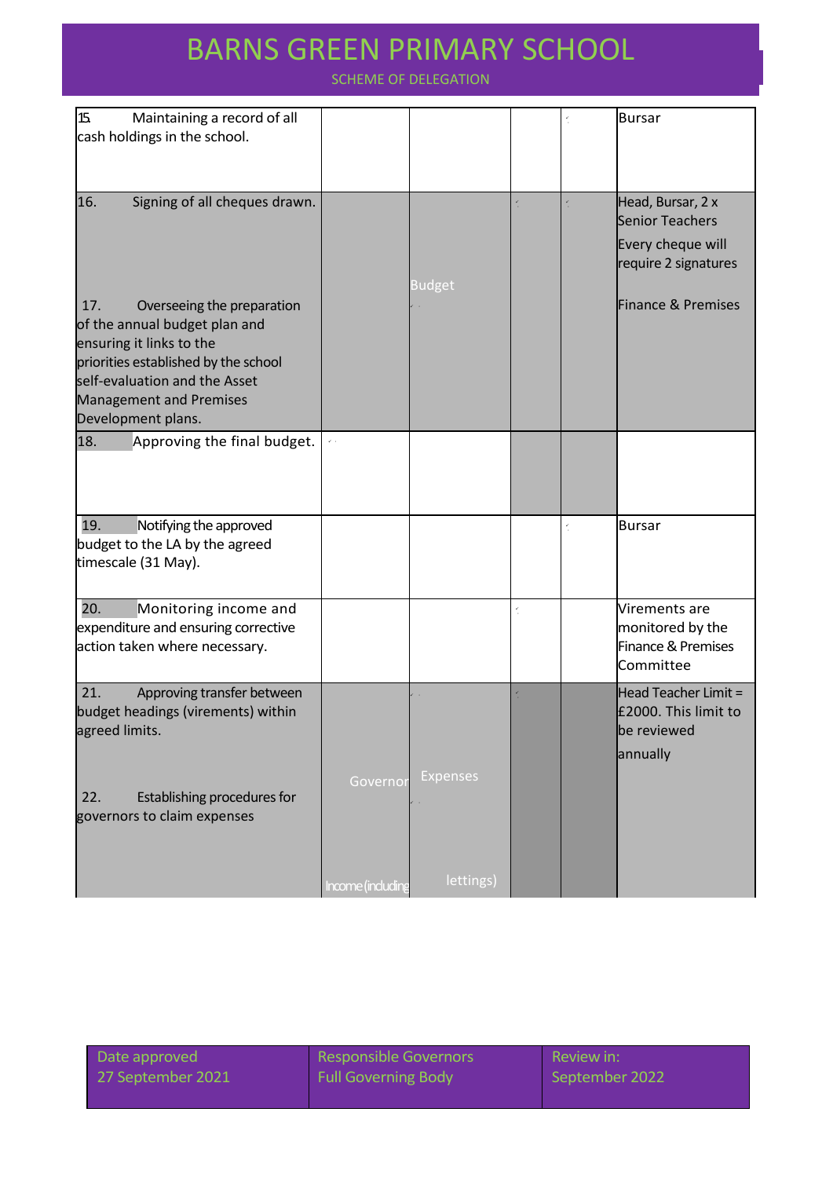# BARNS GREEN PRIMARY SCHOOL

SCHEME OF DELEGATION

| | | | | | |
|---|---|---|---|---|---|
| 15. Maintaining a record of all cash holdings in the school. | | | | ✓ | Bursar |
| 16. Signing of all cheques drawn. | | | ✓ | ✓ | Head, Bursar, 2 x Senior Teachers<br>Every cheque will require 2 signatures |
| **Budget** | | | | | |
| 17. Overseeing the preparation of the annual budget plan and ensuring it links to the priorities established by the school self-evaluation and the Asset Management and Premises Development plans. | | ✓ | | | Finance & Premises |
| 18. Approving the final budget. | ✓ | | | | |
| 19. Notifying the approved budget to the LA by the agreed timescale (31 May). | | | | ✓ | Bursar |
| 20. Monitoring income and expenditure and ensuring corrective action taken where necessary. | | | ✓ | | Virements are monitored by the Finance & Premises Committee |
| 21. Approving transfer between budget headings (virements) within agreed limits. | | ✓ | ✓ | | Head Teacher Limit = £2000. This limit to be reviewed annually |
| **Governor Expenses** | | | | | |
| 22. Establishing procedures for governors to claim expenses | | ✓ | | | |
| **Income (including lettings)** | | | | | |

| Date approved | Responsible Governors | Review in: |
|---|---|---|
| 27 September 2021 | Full Governing Body | September 2022 |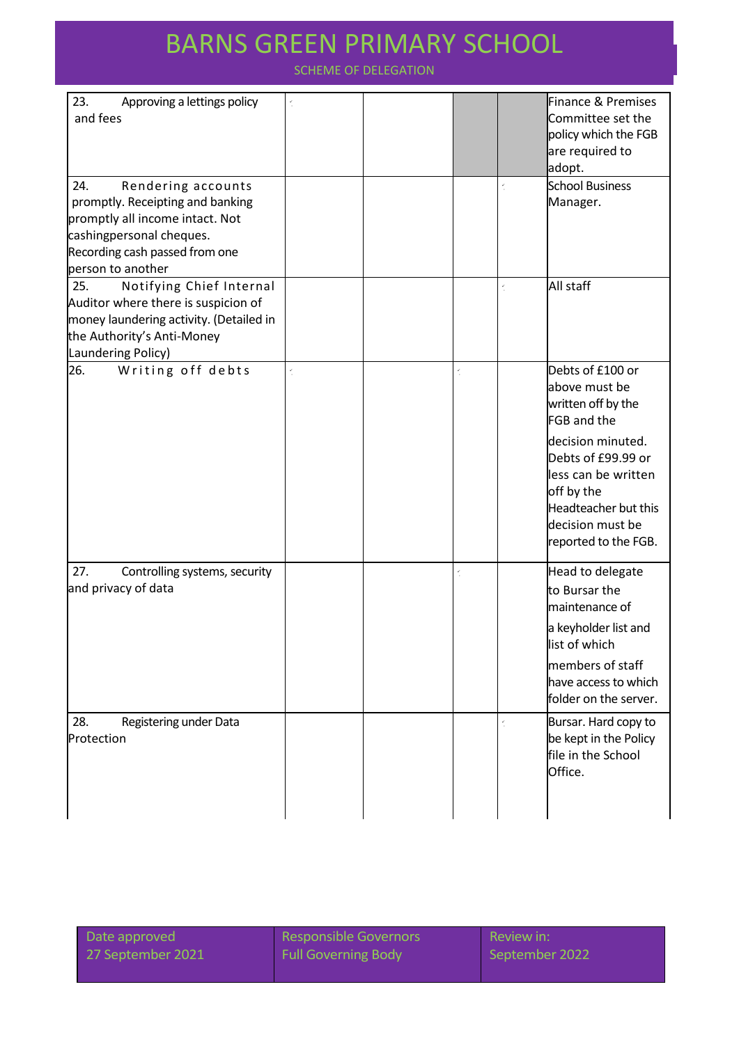| | | | | | |
|---|---|---|---|---|---|
| 23. Approving a lettings policy and fees | ✓ | | | | Finance & Premises Committee set the policy which the FGB are required to adopt. |
| 24. Rendering accounts promptly. Receipting and banking promptly all income intact. Not cashingpersonal cheques. Recording cash passed from one person to another | | | | ✓ | School Business Manager. |
| 25. Notifying Chief Internal Auditor where there is suspicion of money laundering activity. (Detailed in the Authority's Anti-Money Laundering Policy) | | | | ✓ | All staff |
| 26. Writing off debts | ✓ | | ✓ | | Debts of £100 or above must be written off by the FGB and the decision minuted. Debts of £99.99 or less can be written off by the Headteacher but this decision must be reported to the FGB. |
| 27. Controlling systems, security and privacy of data | | | ✓ | | Head to delegate to Bursar the maintenance of a keyholder list and list of which members of staff have access to which folder on the server. |
| 28. Registering under Data Protection | | | | ✓ | Bursar. Hard copy to be kept in the Policy file in the School Office. |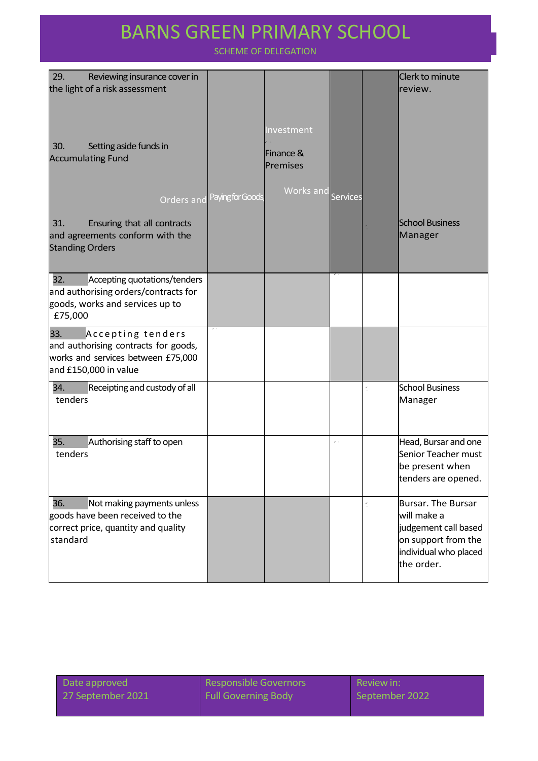# BARNS GREEN PRIMARY SCHOOL

SCHEME OF DELEGATION

| | | | | | |
|---|---|---|---|---|---|
| 29. Reviewing insurance cover in the light of a risk assessment | | | | | Clerk to minute review. |
| 30. Setting aside funds in Accumulating Fund | | Investment Finance & Premises | | | |
| Orders and | Paying for Goods, | Works and | Services | | |
| 31. Ensuring that all contracts and agreements conform with the Standing Orders | | | | | School Business Manager |
| 32. Accepting quotations/tenders and authorising orders/contracts for goods, works and services up to £75,000 | | | | | |
| 33. Accepting tenders and authorising contracts for goods, works and services between £75,000 and £150,000 in value | | | | | |
| 34. Receipting and custody of all tenders | | | | | School Business Manager |
| 35. Authorising staff to open tenders | | | | | Head, Bursar and one Senior Teacher must be present when tenders are opened. |
| 36. Not making payments unless goods have been received to the correct price, quantity and quality standard | | | | | Bursar. The Bursar will make a judgement call based on support from the individual who placed the order. |

| Date approved | Responsible Governors | Review in: |
|---|---|---|
| 27 September 2021 | Full Governing Body | September 2022 |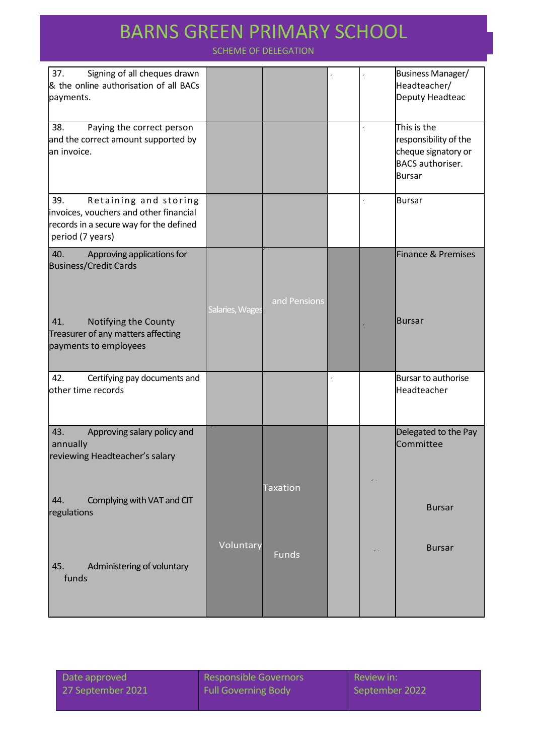# BARNS GREEN PRIMARY SCHOOL

SCHEME OF DELEGATION

| | | | | | |
|---|---|---|---|---|---|
| 37. Signing of all cheques drawn & the online authorisation of all BACs payments. | | | ✓ | ✓ | Business Manager/ Headteacher/ Deputy Headteac |
| 38. Paying the correct person and the correct amount supported by an invoice. | | | | ✓ | This is the responsibility of the cheque signatory or BACS authoriser. Bursar |
| 39. Retaining and storing invoices, vouchers and other financial records in a secure way for the defined period (7 years) | | | | ✓ | Bursar |
| | Salaries, Wages | and Pensions | | | |
| 40. Approving applications for Business/Credit Cards | | ✓ | | | Finance & Premises |
| 41. Notifying the County Treasurer of any matters affecting payments to employees | | | | ✓ | Bursar |
| 42. Certifying pay documents and other time records | | | ✓ | | Bursar to authorise Headteacher |
| 43. Approving salary policy and annually reviewing Headteacher's salary | ✓ | | | | Delegated to the Pay Committee |
| | | Taxation | | | |
| 44. Complying with VAT and CIT regulations | | | | ✓ | Bursar |
| | Voluntary | Funds | | | |
| 45. Administering of voluntary funds | | | | ✓ | Bursar |

| Date approved | Responsible Governors | Review in: |
|---|---|---|
| 27 September 2021 | Full Governing Body | September 2022 |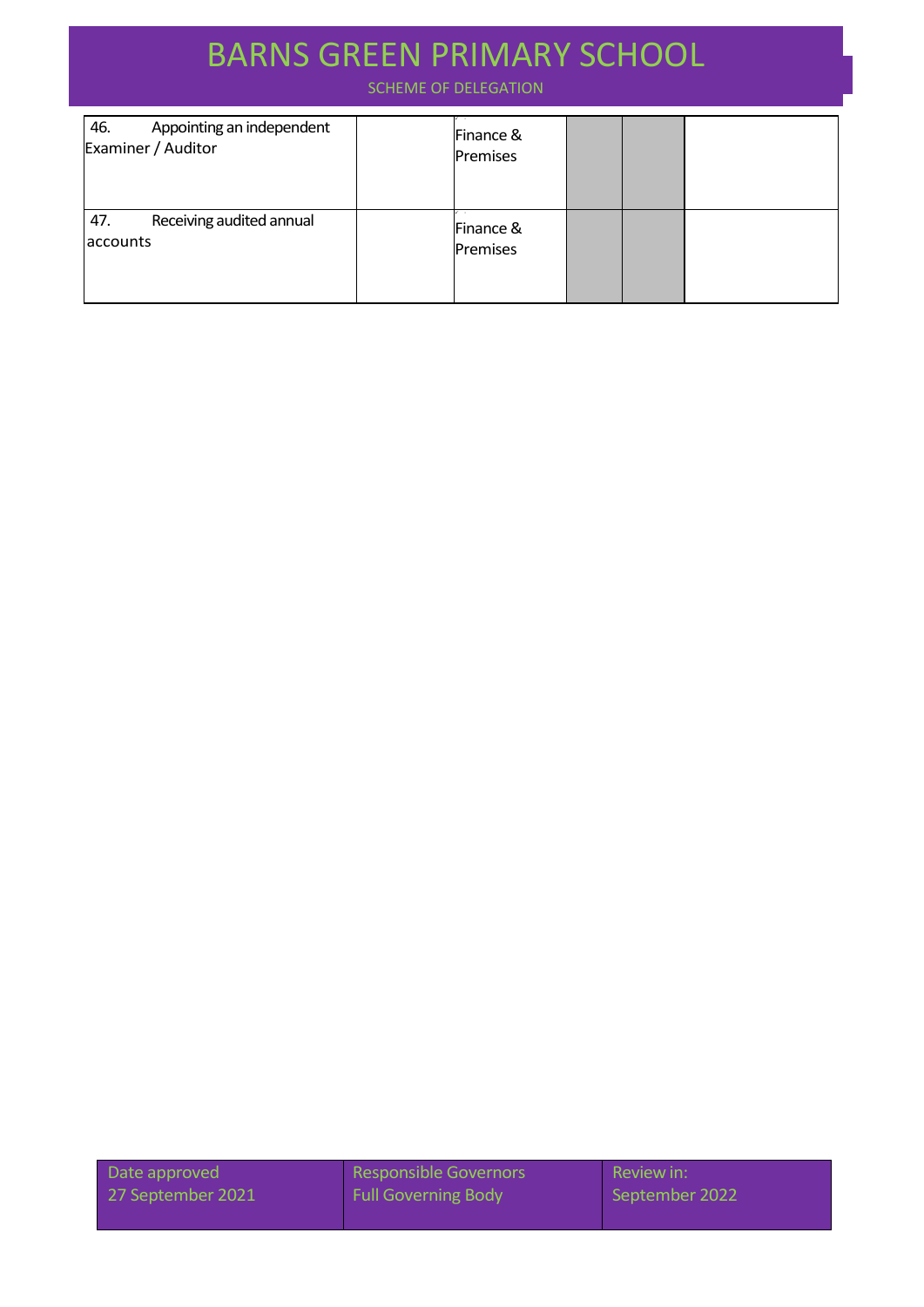| | | | | | |
|---|---|---|---|---|---|
| 46. Appointing an independent Examiner / Auditor | | Finance & Premises | | | |
| 47. Receiving audited annual accounts | | Finance & Premises | | | |

| | | |
|---|---|---|
| Date approved<br>27 September 2021 | Responsible Governors<br>Full Governing Body | Review in:<br>September 2022 |